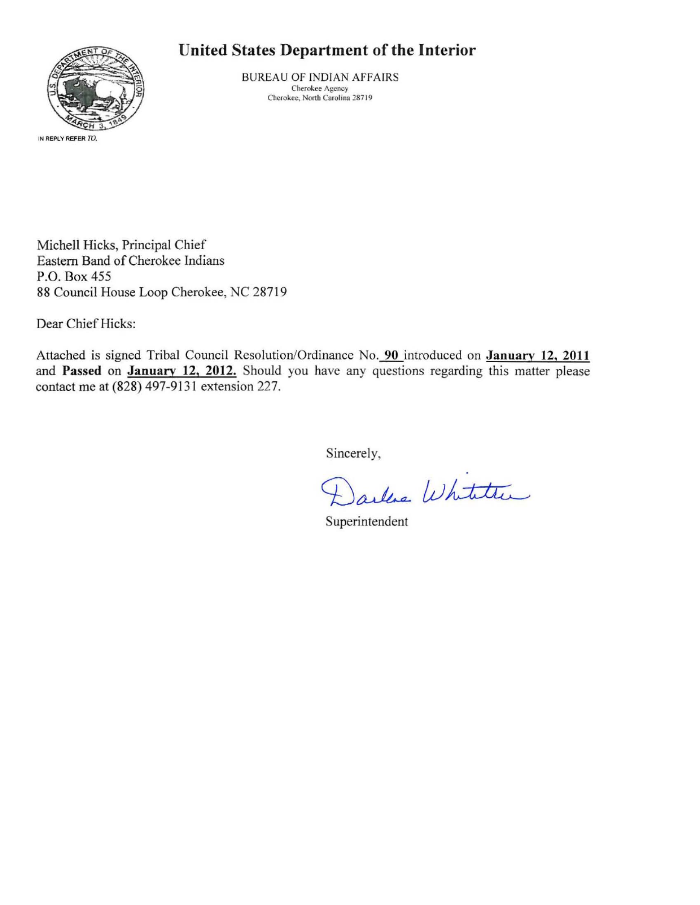# United States Department of the Interior

BUREAU OF INDIAN AFFAIRS
Cherokee Agency
Cherokee, North Carolina 28719

IN REPLY REFER TO:

Michell Hicks, Principal Chief
Eastern Band of Cherokee Indians
P.O. Box 455
88 Council House Loop Cherokee, NC 28719

Dear Chief Hicks:

Attached is signed Tribal Council Resolution/Ordinance No. 90 introduced on **January 12, 2011** and **Passed** on **January 12, 2012.** Should you have any questions regarding this matter please contact me at (828) 497-9131 extension 227.

Sincerely,

Darlene Whitetree

Superintendent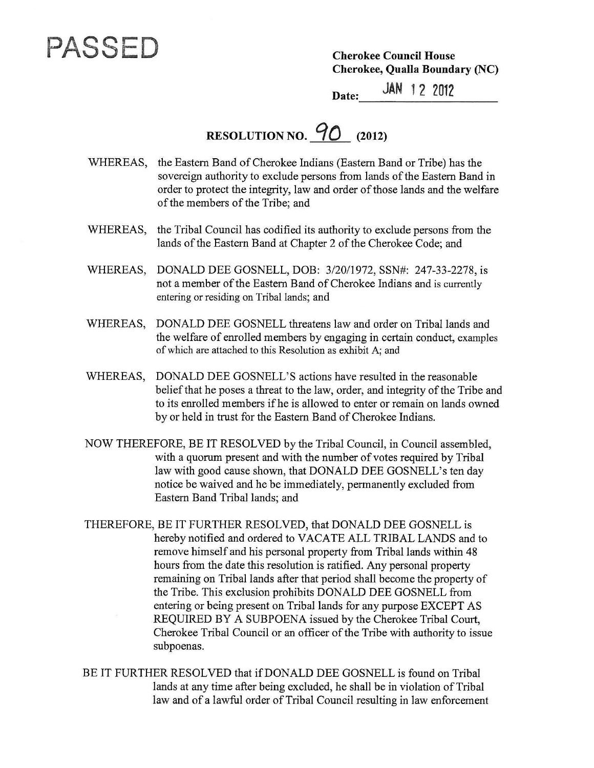**PASSED**

**Cherokee Council House**
**Cherokee, Qualla Boundary (NC)**

Date: JAN 12 2012

## RESOLUTION NO. 90 (2012)

WHEREAS, the Eastern Band of Cherokee Indians (Eastern Band or Tribe) has the sovereign authority to exclude persons from lands of the Eastern Band in order to protect the integrity, law and order of those lands and the welfare of the members of the Tribe; and

WHEREAS, the Tribal Council has codified its authority to exclude persons from the lands of the Eastern Band at Chapter 2 of the Cherokee Code; and

WHEREAS, DONALD DEE GOSNELL, DOB: 3/20/1972, SSN#: 247-33-2278, is not a member of the Eastern Band of Cherokee Indians and is currently entering or residing on Tribal lands; and

WHEREAS, DONALD DEE GOSNELL threatens law and order on Tribal lands and the welfare of enrolled members by engaging in certain conduct, examples of which are attached to this Resolution as exhibit A; and

WHEREAS, DONALD DEE GOSNELL'S actions have resulted in the reasonable belief that he poses a threat to the law, order, and integrity of the Tribe and to its enrolled members if he is allowed to enter or remain on lands owned by or held in trust for the Eastern Band of Cherokee Indians.

NOW THEREFORE, BE IT RESOLVED by the Tribal Council, in Council assembled, with a quorum present and with the number of votes required by Tribal law with good cause shown, that DONALD DEE GOSNELL's ten day notice be waived and he be immediately, permanently excluded from Eastern Band Tribal lands; and

THEREFORE, BE IT FURTHER RESOLVED, that DONALD DEE GOSNELL is hereby notified and ordered to VACATE ALL TRIBAL LANDS and to remove himself and his personal property from Tribal lands within 48 hours from the date this resolution is ratified. Any personal property remaining on Tribal lands after that period shall become the property of the Tribe. This exclusion prohibits DONALD DEE GOSNELL from entering or being present on Tribal lands for any purpose EXCEPT AS REQUIRED BY A SUBPOENA issued by the Cherokee Tribal Court, Cherokee Tribal Council or an officer of the Tribe with authority to issue subpoenas.

BE IT FURTHER RESOLVED that if DONALD DEE GOSNELL is found on Tribal lands at any time after being excluded, he shall be in violation of Tribal law and of a lawful order of Tribal Council resulting in law enforcement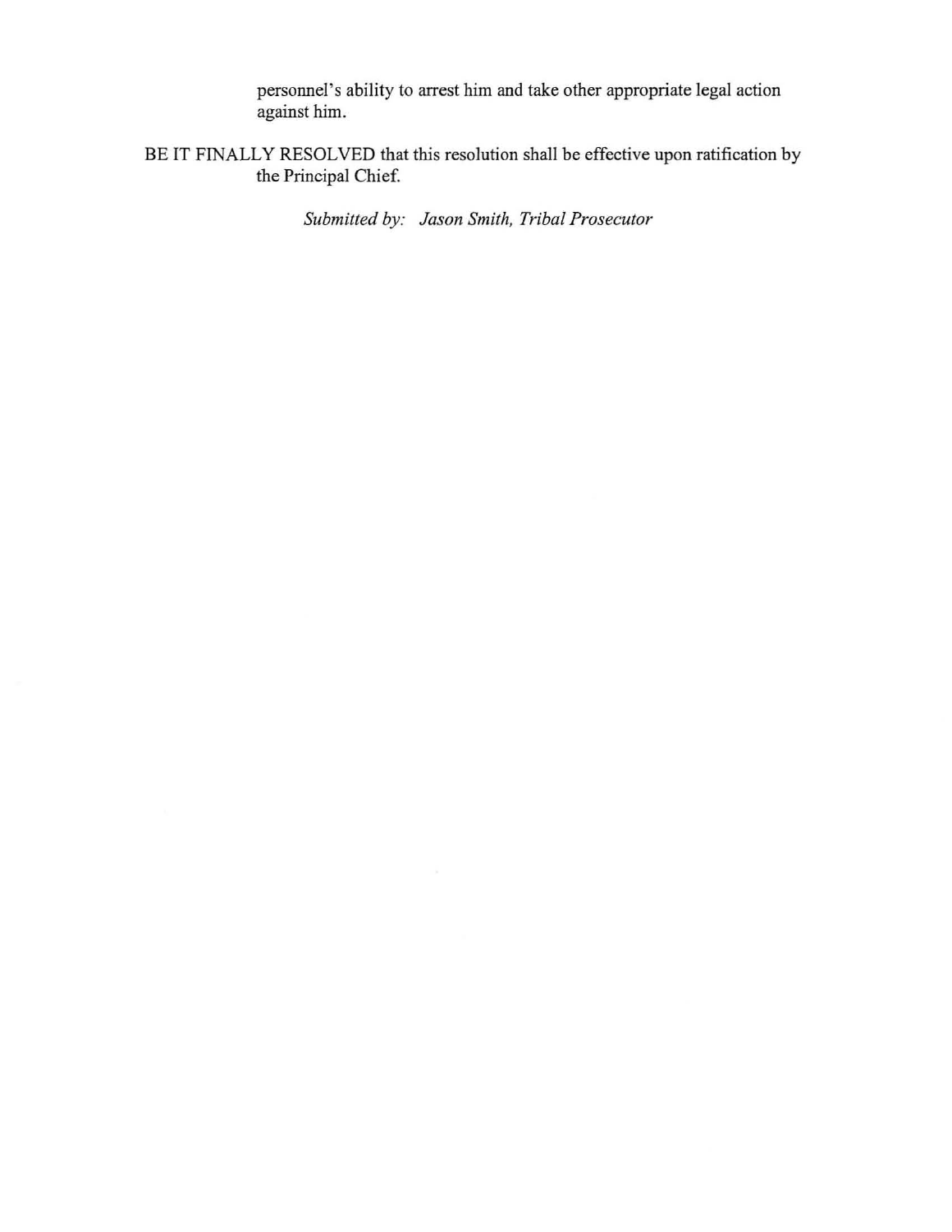personnel's ability to arrest him and take other appropriate legal action against him.

BE IT FINALLY RESOLVED that this resolution shall be effective upon ratification by the Principal Chief.

*Submitted by: Jason Smith, Tribal Prosecutor*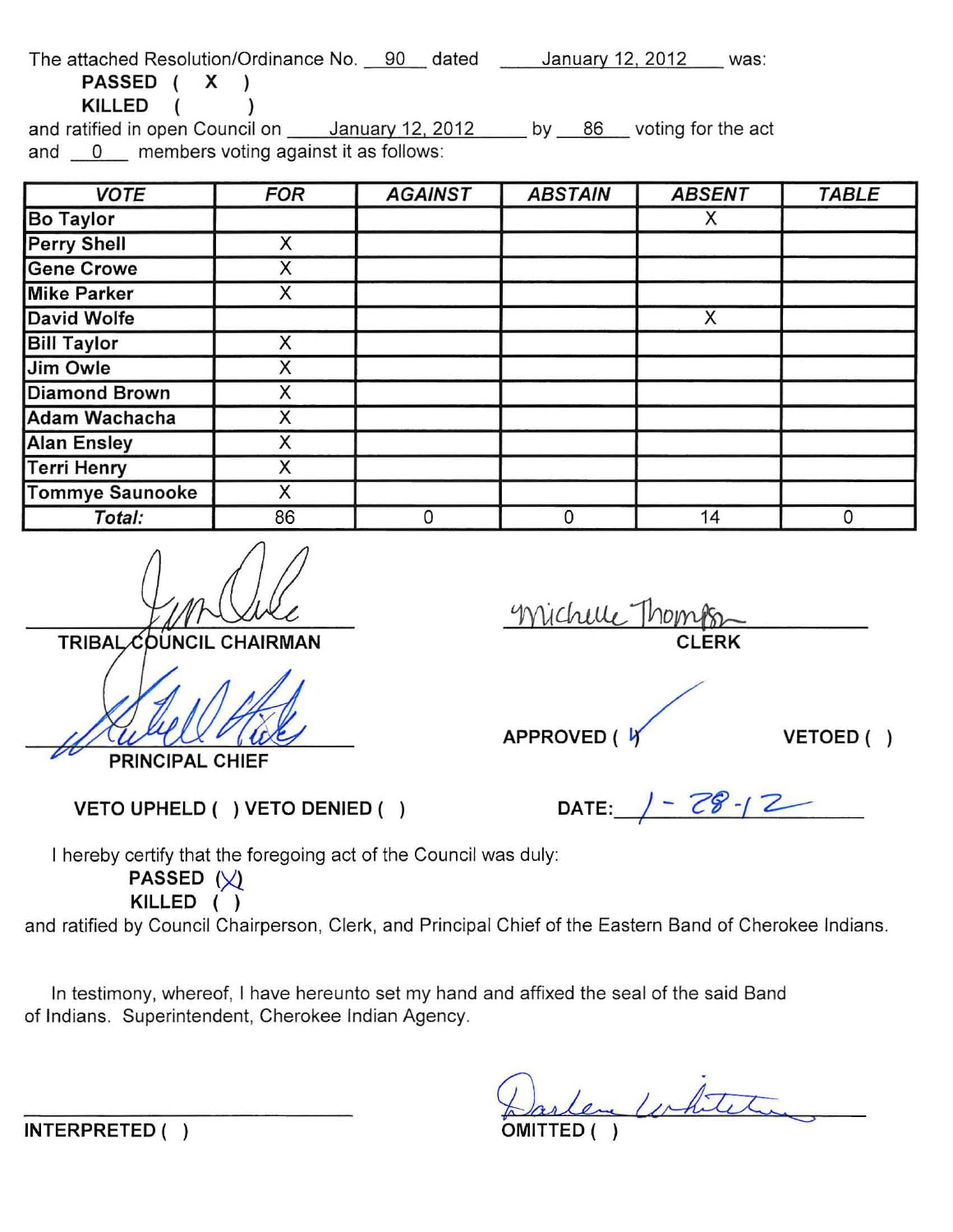The attached Resolution/Ordinance No. 90 dated January 12, 2012 was:

**PASSED ( X )**

**KILLED ( )**

and ratified in open Council on January 12, 2012 by 86 voting for the act and 0 members voting against it as follows:

| VOTE | FOR | AGAINST | ABSTAIN | ABSENT | TABLE |
|---|---|---|---|---|---|
| Bo Taylor | | | | X | |
| Perry Shell | X | | | | |
| Gene Crowe | X | | | | |
| Mike Parker | X | | | | |
| David Wolfe | | | | X | |
| Bill Taylor | X | | | | |
| Jim Owle | X | | | | |
| Diamond Brown | X | | | | |
| Adam Wachacha | X | | | | |
| Alan Ensley | X | | | | |
| Terri Henry | X | | | | |
| Tommye Saunooke | X | | | | |
| *Total:* | 86 | 0 | 0 | 14 | 0 |

Jim Owle
TRIBAL COUNCIL CHAIRMAN

Michelle Thompson
CLERK

Michell Hicks
PRINCIPAL CHIEF

APPROVED ( ✓ ) VETOED ( )

VETO UPHELD ( ) VETO DENIED ( )

DATE: 1-28-12

I hereby certify that the foregoing act of the Council was duly:

**PASSED (X)**

**KILLED ( )**

and ratified by Council Chairperson, Clerk, and Principal Chief of the Eastern Band of Cherokee Indians.

In testimony, whereof, I have hereunto set my hand and affixed the seal of the said Band of Indians. Superintendent, Cherokee Indian Agency.

Darlene Whitetree

INTERPRETED ( ) OMITTED ( )